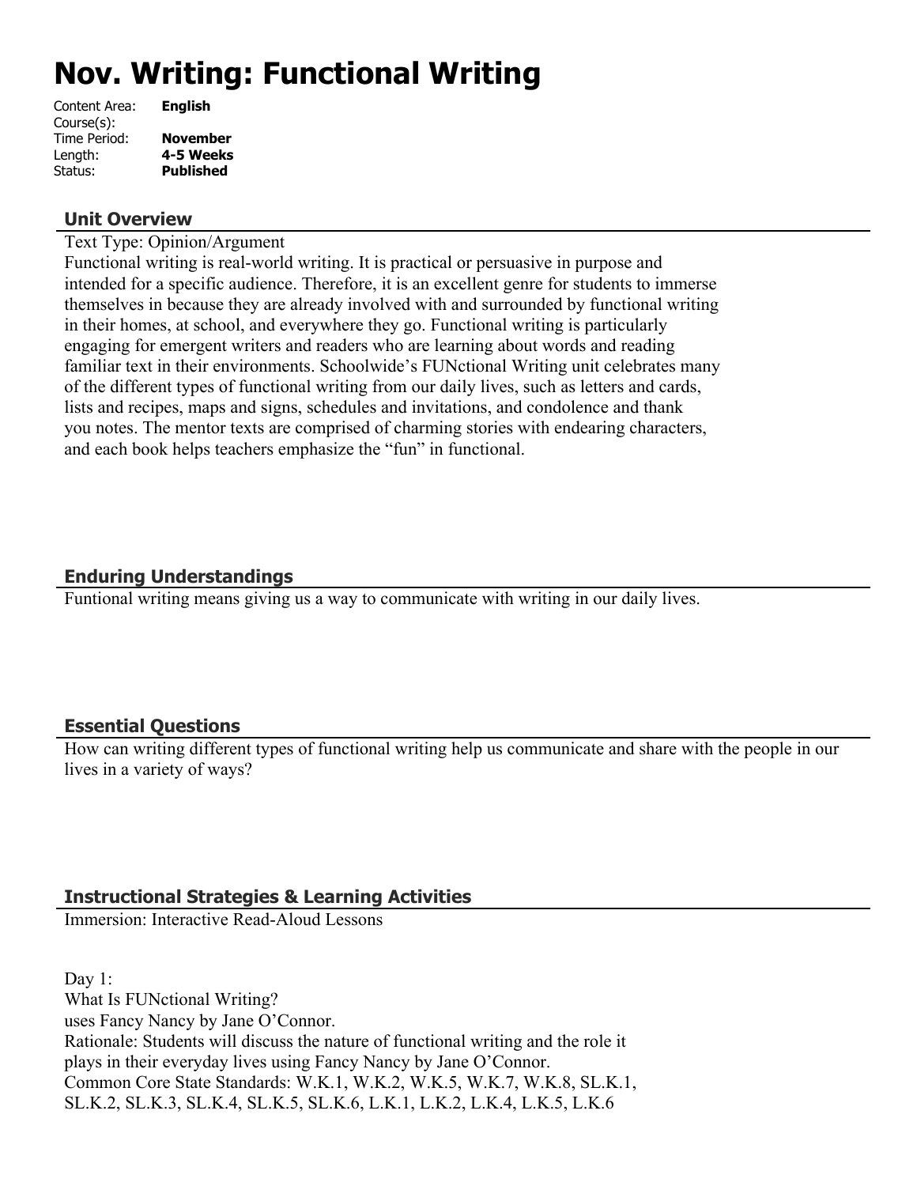# Nov. Writing: Functional Writing

Content Area: **English**
Course(s):
Time Period: **November**
Length: **4-5 Weeks**
Status: **Published**

## Unit Overview

Text Type: Opinion/Argument
Functional writing is real-world writing. It is practical or persuasive in purpose and intended for a specific audience. Therefore, it is an excellent genre for students to immerse themselves in because they are already involved with and surrounded by functional writing in their homes, at school, and everywhere they go. Functional writing is particularly engaging for emergent writers and readers who are learning about words and reading familiar text in their environments. Schoolwide's FUNctional Writing unit celebrates many of the different types of functional writing from our daily lives, such as letters and cards, lists and recipes, maps and signs, schedules and invitations, and condolence and thank you notes. The mentor texts are comprised of charming stories with endearing characters, and each book helps teachers emphasize the "fun" in functional.

## Enduring Understandings

Funtional writing means giving us a way to communicate with writing in our daily lives.

## Essential Questions

How can writing different types of functional writing help us communicate and share with the people in our lives in a variety of ways?

## Instructional Strategies & Learning Activities

Immersion: Interactive Read-Aloud Lessons

Day 1:
What Is FUNctional Writing?
uses Fancy Nancy by Jane O'Connor.
Rationale: Students will discuss the nature of functional writing and the role it plays in their everyday lives using Fancy Nancy by Jane O'Connor.
Common Core State Standards: W.K.1, W.K.2, W.K.5, W.K.7, W.K.8, SL.K.1, SL.K.2, SL.K.3, SL.K.4, SL.K.5, SL.K.6, L.K.1, L.K.2, L.K.4, L.K.5, L.K.6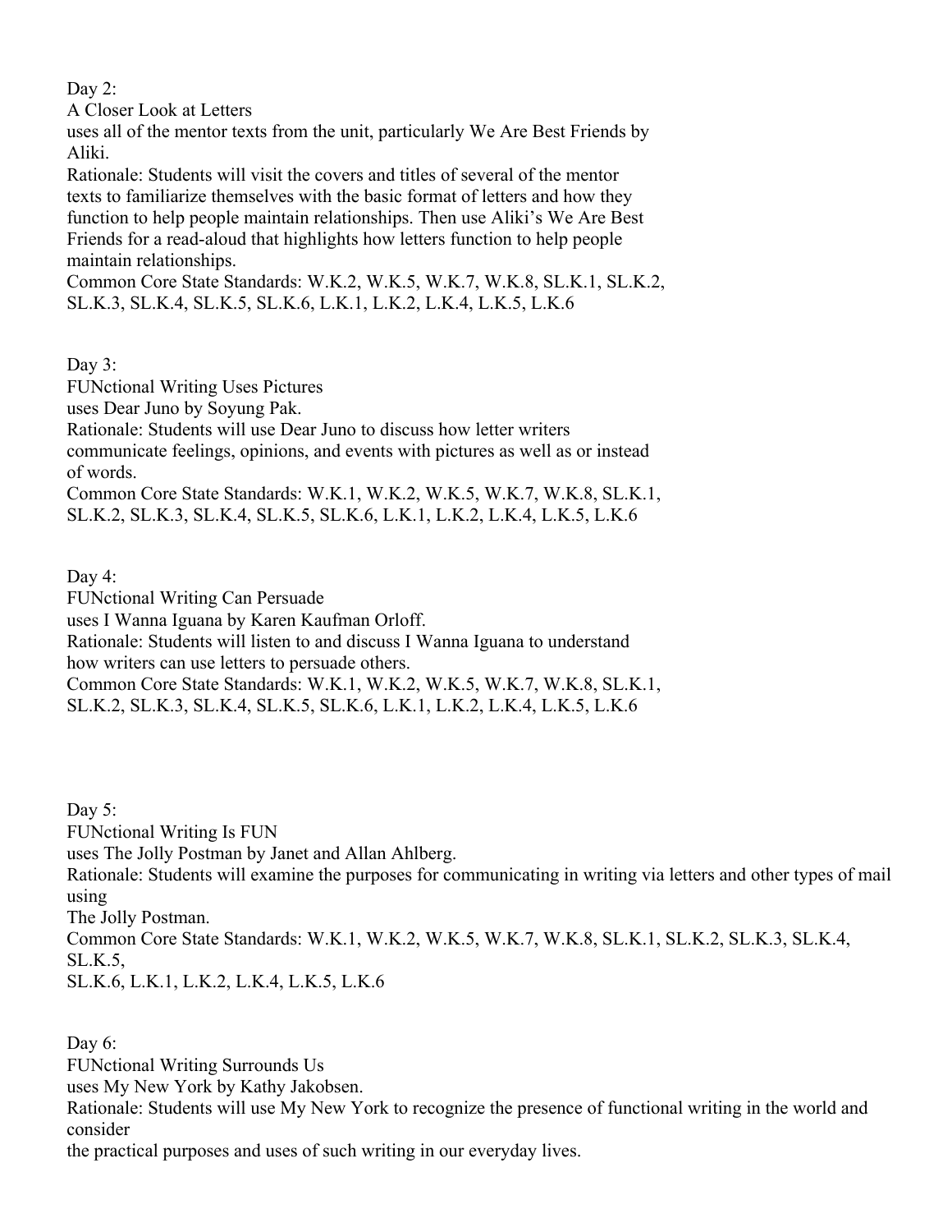Day 2:
A Closer Look at Letters
uses all of the mentor texts from the unit, particularly We Are Best Friends by Aliki.
Rationale: Students will visit the covers and titles of several of the mentor texts to familiarize themselves with the basic format of letters and how they function to help people maintain relationships. Then use Aliki's We Are Best Friends for a read-aloud that highlights how letters function to help people maintain relationships.
Common Core State Standards: W.K.2, W.K.5, W.K.7, W.K.8, SL.K.1, SL.K.2, SL.K.3, SL.K.4, SL.K.5, SL.K.6, L.K.1, L.K.2, L.K.4, L.K.5, L.K.6

Day 3:
FUNctional Writing Uses Pictures
uses Dear Juno by Soyung Pak.
Rationale: Students will use Dear Juno to discuss how letter writers communicate feelings, opinions, and events with pictures as well as or instead of words.
Common Core State Standards: W.K.1, W.K.2, W.K.5, W.K.7, W.K.8, SL.K.1, SL.K.2, SL.K.3, SL.K.4, SL.K.5, SL.K.6, L.K.1, L.K.2, L.K.4, L.K.5, L.K.6

Day 4:
FUNctional Writing Can Persuade
uses I Wanna Iguana by Karen Kaufman Orloff.
Rationale: Students will listen to and discuss I Wanna Iguana to understand how writers can use letters to persuade others.
Common Core State Standards: W.K.1, W.K.2, W.K.5, W.K.7, W.K.8, SL.K.1, SL.K.2, SL.K.3, SL.K.4, SL.K.5, SL.K.6, L.K.1, L.K.2, L.K.4, L.K.5, L.K.6

Day 5:
FUNctional Writing Is FUN
uses The Jolly Postman by Janet and Allan Ahlberg.
Rationale: Students will examine the purposes for communicating in writing via letters and other types of mail using
The Jolly Postman.
Common Core State Standards: W.K.1, W.K.2, W.K.5, W.K.7, W.K.8, SL.K.1, SL.K.2, SL.K.3, SL.K.4, SL.K.5,
SL.K.6, L.K.1, L.K.2, L.K.4, L.K.5, L.K.6

Day 6:
FUNctional Writing Surrounds Us
uses My New York by Kathy Jakobsen.
Rationale: Students will use My New York to recognize the presence of functional writing in the world and consider
the practical purposes and uses of such writing in our everyday lives.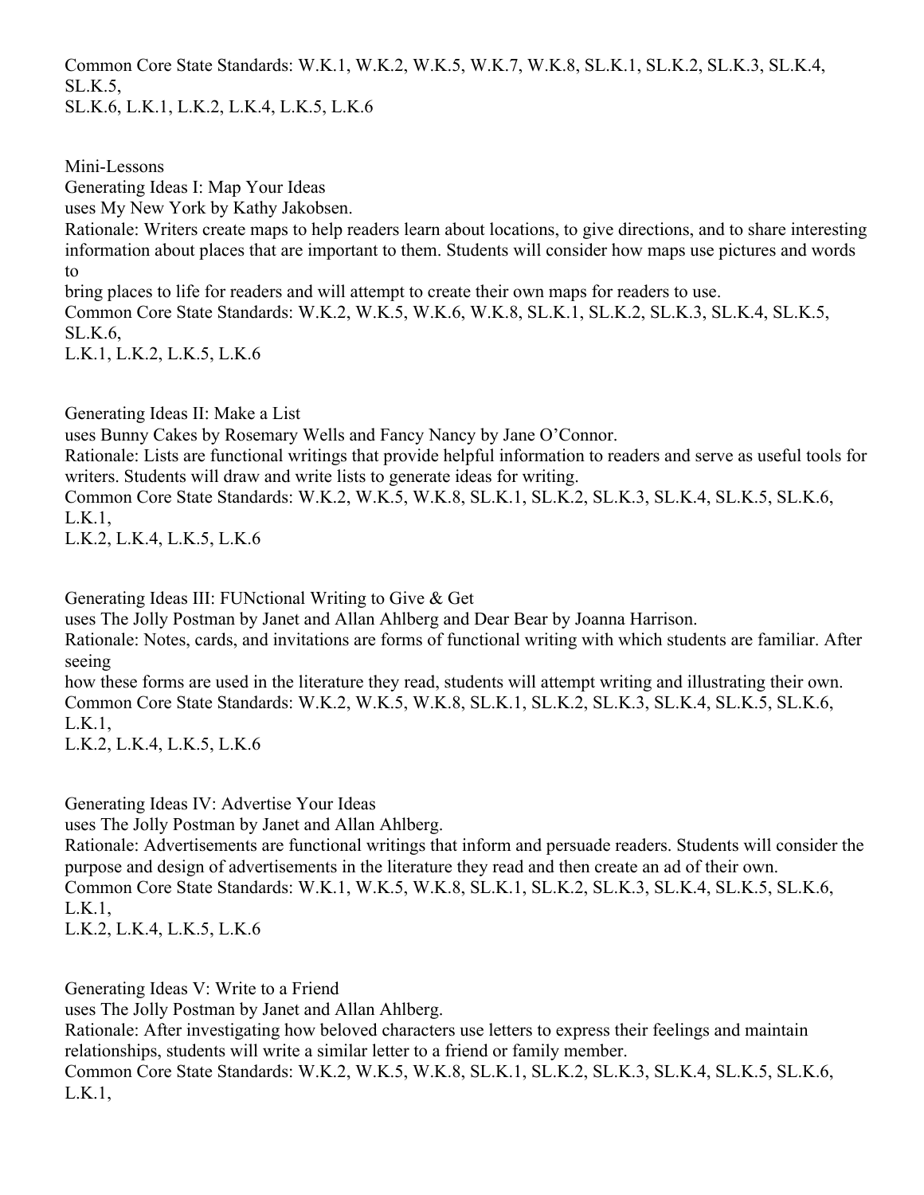Common Core State Standards: W.K.1, W.K.2, W.K.5, W.K.7, W.K.8, SL.K.1, SL.K.2, SL.K.3, SL.K.4, SL.K.5, SL.K.6, L.K.1, L.K.2, L.K.4, L.K.5, L.K.6

Mini-Lessons

Generating Ideas I: Map Your Ideas
uses My New York by Kathy Jakobsen.
Rationale: Writers create maps to help readers learn about locations, to give directions, and to share interesting information about places that are important to them. Students will consider how maps use pictures and words to bring places to life for readers and will attempt to create their own maps for readers to use.
Common Core State Standards: W.K.2, W.K.5, W.K.6, W.K.8, SL.K.1, SL.K.2, SL.K.3, SL.K.4, SL.K.5, SL.K.6, L.K.1, L.K.2, L.K.5, L.K.6

Generating Ideas II: Make a List
uses Bunny Cakes by Rosemary Wells and Fancy Nancy by Jane O'Connor.
Rationale: Lists are functional writings that provide helpful information to readers and serve as useful tools for writers. Students will draw and write lists to generate ideas for writing.
Common Core State Standards: W.K.2, W.K.5, W.K.8, SL.K.1, SL.K.2, SL.K.3, SL.K.4, SL.K.5, SL.K.6, L.K.1, L.K.2, L.K.4, L.K.5, L.K.6

Generating Ideas III: FUNctional Writing to Give & Get
uses The Jolly Postman by Janet and Allan Ahlberg and Dear Bear by Joanna Harrison.
Rationale: Notes, cards, and invitations are forms of functional writing with which students are familiar. After seeing how these forms are used in the literature they read, students will attempt writing and illustrating their own.
Common Core State Standards: W.K.2, W.K.5, W.K.8, SL.K.1, SL.K.2, SL.K.3, SL.K.4, SL.K.5, SL.K.6, L.K.1, L.K.2, L.K.4, L.K.5, L.K.6

Generating Ideas IV: Advertise Your Ideas
uses The Jolly Postman by Janet and Allan Ahlberg.
Rationale: Advertisements are functional writings that inform and persuade readers. Students will consider the purpose and design of advertisements in the literature they read and then create an ad of their own.
Common Core State Standards: W.K.1, W.K.5, W.K.8, SL.K.1, SL.K.2, SL.K.3, SL.K.4, SL.K.5, SL.K.6, L.K.1, L.K.2, L.K.4, L.K.5, L.K.6

Generating Ideas V: Write to a Friend
uses The Jolly Postman by Janet and Allan Ahlberg.
Rationale: After investigating how beloved characters use letters to express their feelings and maintain relationships, students will write a similar letter to a friend or family member.
Common Core State Standards: W.K.2, W.K.5, W.K.8, SL.K.1, SL.K.2, SL.K.3, SL.K.4, SL.K.5, SL.K.6, L.K.1,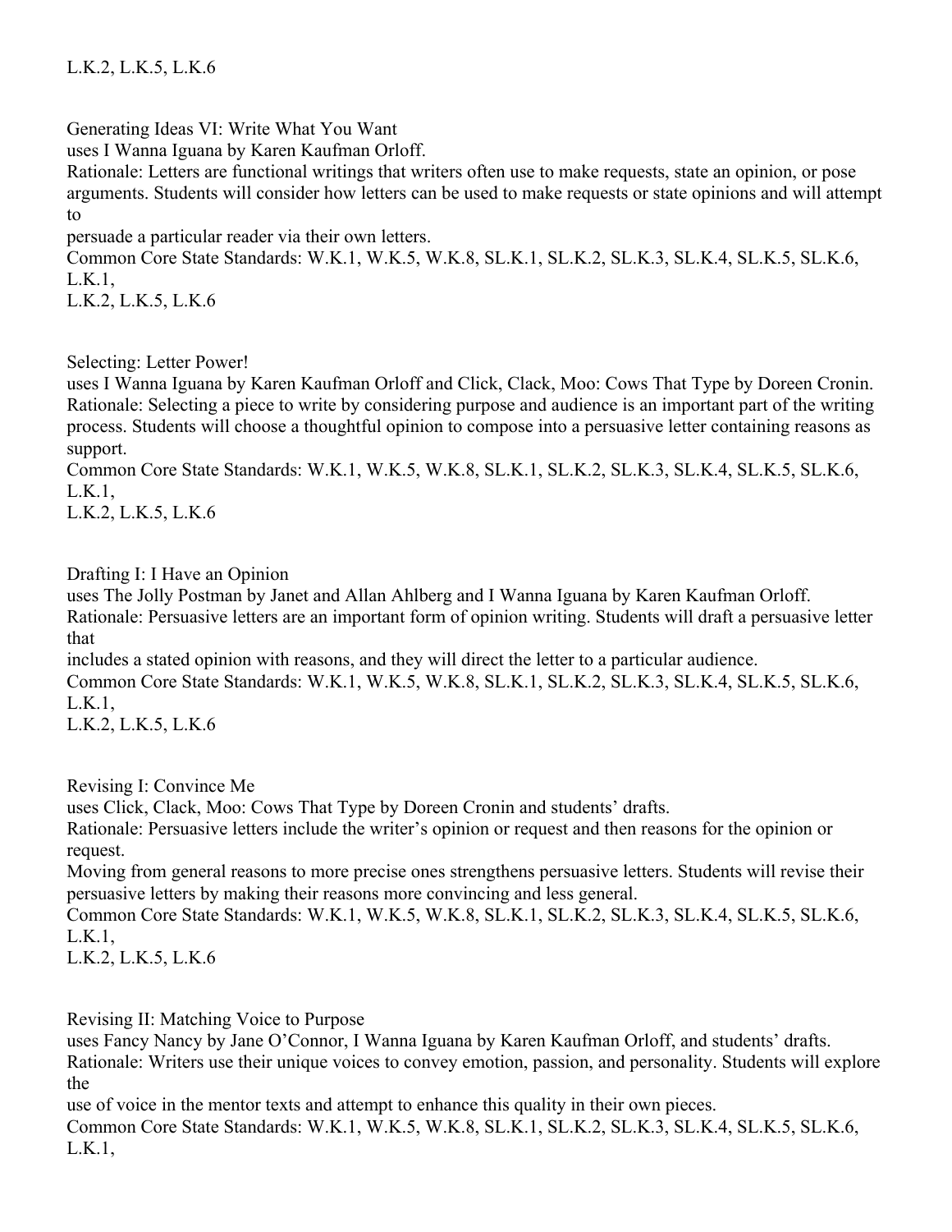L.K.2, L.K.5, L.K.6

Generating Ideas VI: Write What You Want
uses I Wanna Iguana by Karen Kaufman Orloff.
Rationale: Letters are functional writings that writers often use to make requests, state an opinion, or pose arguments. Students will consider how letters can be used to make requests or state opinions and will attempt to persuade a particular reader via their own letters.
Common Core State Standards: W.K.1, W.K.5, W.K.8, SL.K.1, SL.K.2, SL.K.3, SL.K.4, SL.K.5, SL.K.6, L.K.1,
L.K.2, L.K.5, L.K.6

Selecting: Letter Power!
uses I Wanna Iguana by Karen Kaufman Orloff and Click, Clack, Moo: Cows That Type by Doreen Cronin.
Rationale: Selecting a piece to write by considering purpose and audience is an important part of the writing process. Students will choose a thoughtful opinion to compose into a persuasive letter containing reasons as support.
Common Core State Standards: W.K.1, W.K.5, W.K.8, SL.K.1, SL.K.2, SL.K.3, SL.K.4, SL.K.5, SL.K.6, L.K.1,
L.K.2, L.K.5, L.K.6

Drafting I: I Have an Opinion
uses The Jolly Postman by Janet and Allan Ahlberg and I Wanna Iguana by Karen Kaufman Orloff.
Rationale: Persuasive letters are an important form of opinion writing. Students will draft a persuasive letter that
includes a stated opinion with reasons, and they will direct the letter to a particular audience.
Common Core State Standards: W.K.1, W.K.5, W.K.8, SL.K.1, SL.K.2, SL.K.3, SL.K.4, SL.K.5, SL.K.6, L.K.1,
L.K.2, L.K.5, L.K.6

Revising I: Convince Me
uses Click, Clack, Moo: Cows That Type by Doreen Cronin and students' drafts.
Rationale: Persuasive letters include the writer's opinion or request and then reasons for the opinion or request.
Moving from general reasons to more precise ones strengthens persuasive letters. Students will revise their persuasive letters by making their reasons more convincing and less general.
Common Core State Standards: W.K.1, W.K.5, W.K.8, SL.K.1, SL.K.2, SL.K.3, SL.K.4, SL.K.5, SL.K.6, L.K.1,
L.K.2, L.K.5, L.K.6

Revising II: Matching Voice to Purpose
uses Fancy Nancy by Jane O'Connor, I Wanna Iguana by Karen Kaufman Orloff, and students' drafts.
Rationale: Writers use their unique voices to convey emotion, passion, and personality. Students will explore the
use of voice in the mentor texts and attempt to enhance this quality in their own pieces.
Common Core State Standards: W.K.1, W.K.5, W.K.8, SL.K.1, SL.K.2, SL.K.3, SL.K.4, SL.K.5, SL.K.6, L.K.1,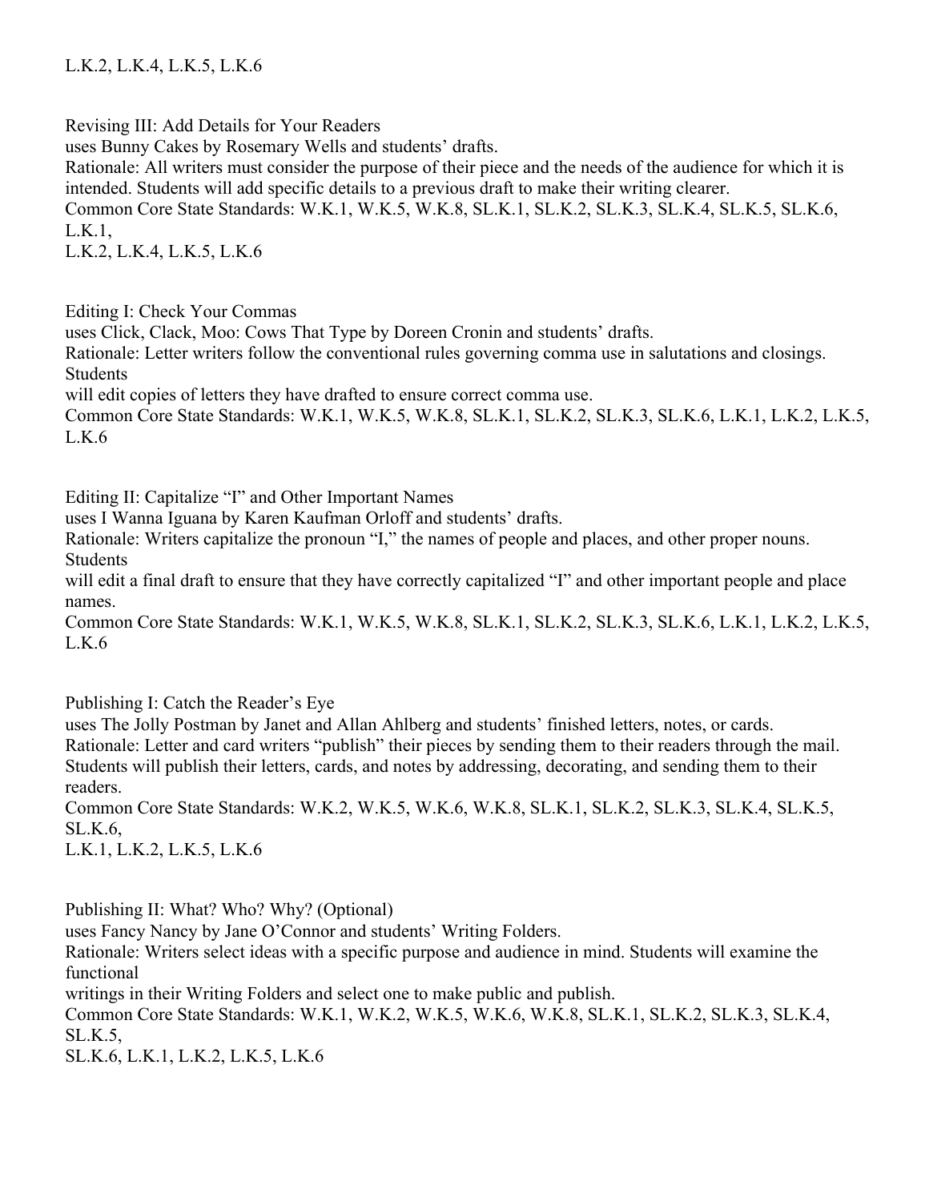L.K.2, L.K.4, L.K.5, L.K.6

Revising III: Add Details for Your Readers
uses Bunny Cakes by Rosemary Wells and students' drafts.
Rationale: All writers must consider the purpose of their piece and the needs of the audience for which it is intended. Students will add specific details to a previous draft to make their writing clearer.
Common Core State Standards: W.K.1, W.K.5, W.K.8, SL.K.1, SL.K.2, SL.K.3, SL.K.4, SL.K.5, SL.K.6, L.K.1,
L.K.2, L.K.4, L.K.5, L.K.6

Editing I: Check Your Commas
uses Click, Clack, Moo: Cows That Type by Doreen Cronin and students' drafts.
Rationale: Letter writers follow the conventional rules governing comma use in salutations and closings. Students
will edit copies of letters they have drafted to ensure correct comma use.
Common Core State Standards: W.K.1, W.K.5, W.K.8, SL.K.1, SL.K.2, SL.K.3, SL.K.6, L.K.1, L.K.2, L.K.5, L.K.6

Editing II: Capitalize "I" and Other Important Names
uses I Wanna Iguana by Karen Kaufman Orloff and students' drafts.
Rationale: Writers capitalize the pronoun "I," the names of people and places, and other proper nouns. Students
will edit a final draft to ensure that they have correctly capitalized "I" and other important people and place names.
Common Core State Standards: W.K.1, W.K.5, W.K.8, SL.K.1, SL.K.2, SL.K.3, SL.K.6, L.K.1, L.K.2, L.K.5, L.K.6

Publishing I: Catch the Reader's Eye
uses The Jolly Postman by Janet and Allan Ahlberg and students' finished letters, notes, or cards.
Rationale: Letter and card writers "publish" their pieces by sending them to their readers through the mail. Students will publish their letters, cards, and notes by addressing, decorating, and sending them to their readers.
Common Core State Standards: W.K.2, W.K.5, W.K.6, W.K.8, SL.K.1, SL.K.2, SL.K.3, SL.K.4, SL.K.5, SL.K.6,
L.K.1, L.K.2, L.K.5, L.K.6

Publishing II: What? Who? Why? (Optional)
uses Fancy Nancy by Jane O'Connor and students' Writing Folders.
Rationale: Writers select ideas with a specific purpose and audience in mind. Students will examine the functional
writings in their Writing Folders and select one to make public and publish.
Common Core State Standards: W.K.1, W.K.2, W.K.5, W.K.6, W.K.8, SL.K.1, SL.K.2, SL.K.3, SL.K.4, SL.K.5,
SL.K.6, L.K.1, L.K.2, L.K.5, L.K.6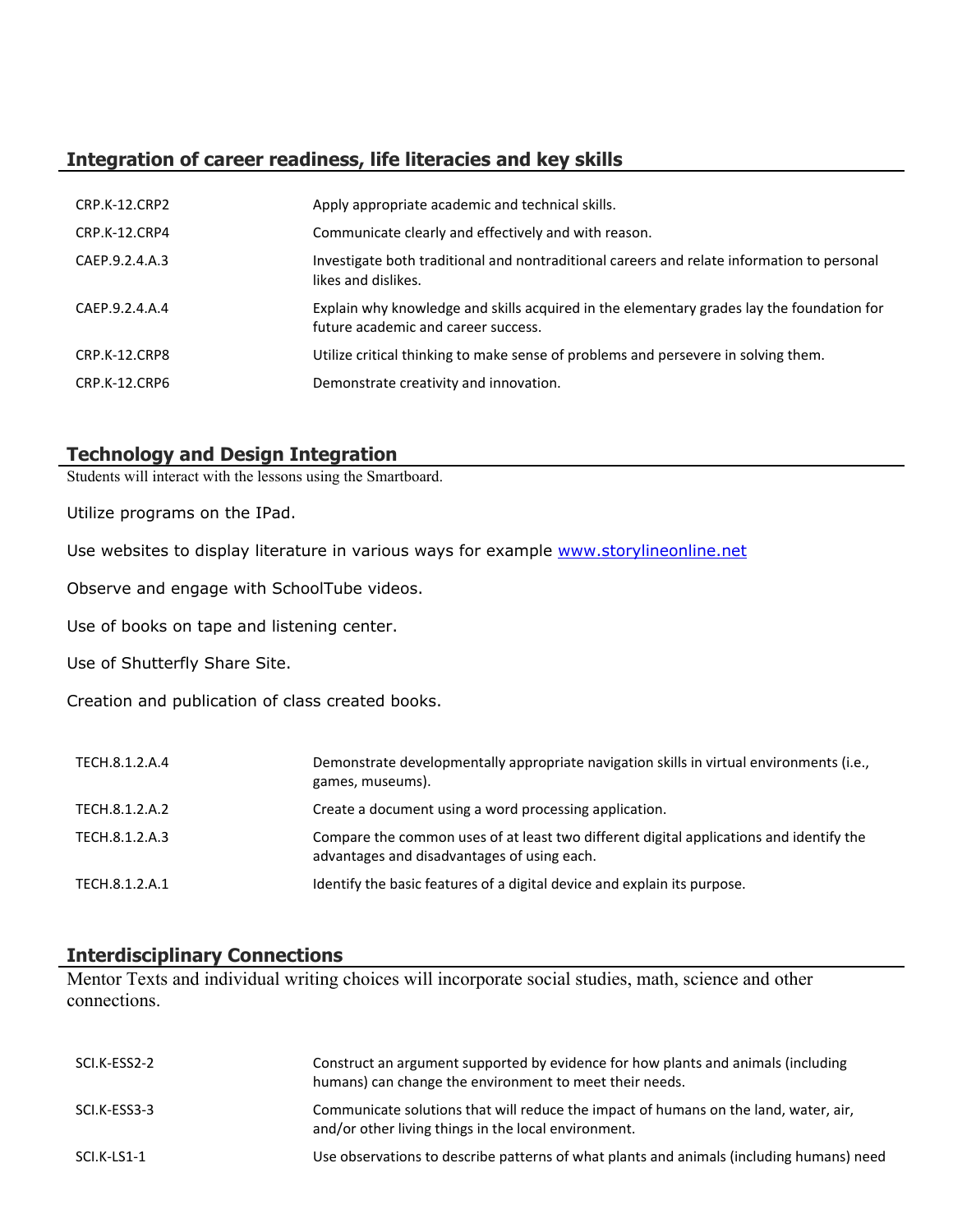## Integration of career readiness, life literacies and key skills

| | |
|---|---|
| CRP.K-12.CRP2 | Apply appropriate academic and technical skills. |
| CRP.K-12.CRP4 | Communicate clearly and effectively and with reason. |
| CAEP.9.2.4.A.3 | Investigate both traditional and nontraditional careers and relate information to personal likes and dislikes. |
| CAEP.9.2.4.A.4 | Explain why knowledge and skills acquired in the elementary grades lay the foundation for future academic and career success. |
| CRP.K-12.CRP8 | Utilize critical thinking to make sense of problems and persevere in solving them. |
| CRP.K-12.CRP6 | Demonstrate creativity and innovation. |

## Technology and Design Integration

Students will interact with the lessons using the Smartboard.

Utilize programs on the IPad.

Use websites to display literature in various ways for example www.storylineonline.net

Observe and engage with SchoolTube videos.

Use of books on tape and listening center.

Use of Shutterfly Share Site.

Creation and publication of class created books.

| | |
|---|---|
| TECH.8.1.2.A.4 | Demonstrate developmentally appropriate navigation skills in virtual environments (i.e., games, museums). |
| TECH.8.1.2.A.2 | Create a document using a word processing application. |
| TECH.8.1.2.A.3 | Compare the common uses of at least two different digital applications and identify the advantages and disadvantages of using each. |
| TECH.8.1.2.A.1 | Identify the basic features of a digital device and explain its purpose. |

## Interdisciplinary Connections

Mentor Texts and individual writing choices will incorporate social studies, math, science and other connections.

| | |
|---|---|
| SCI.K-ESS2-2 | Construct an argument supported by evidence for how plants and animals (including humans) can change the environment to meet their needs. |
| SCI.K-ESS3-3 | Communicate solutions that will reduce the impact of humans on the land, water, air, and/or other living things in the local environment. |
| SCI.K-LS1-1 | Use observations to describe patterns of what plants and animals (including humans) need |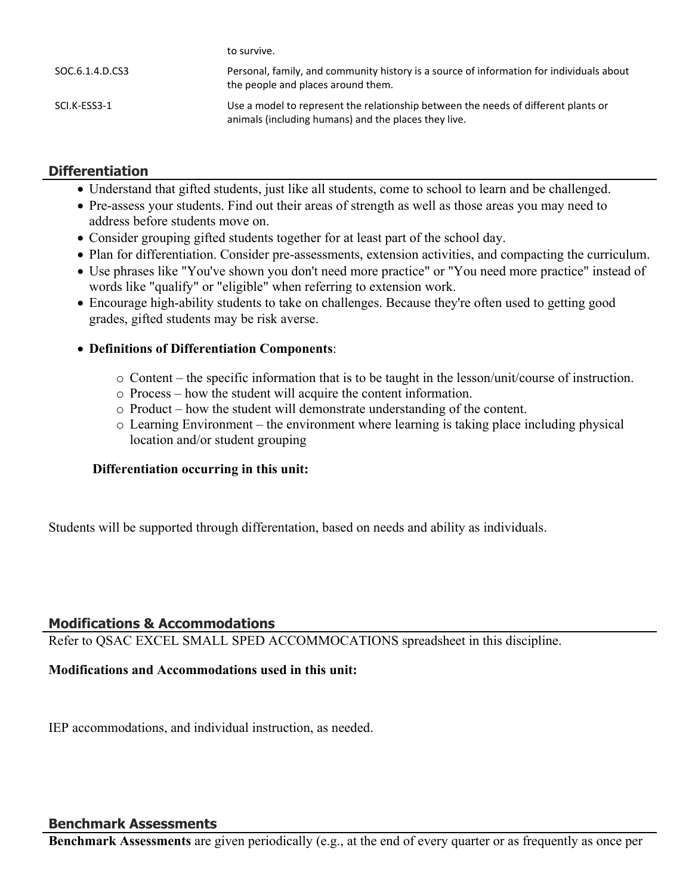| | |
|---|---|
| | to survive. |
| SOC.6.1.4.D.CS3 | Personal, family, and community history is a source of information for individuals about the people and places around them. |
| SCI.K-ESS3-1 | Use a model to represent the relationship between the needs of different plants or animals (including humans) and the places they live. |

## Differentiation

- Understand that gifted students, just like all students, come to school to learn and be challenged.
- Pre-assess your students. Find out their areas of strength as well as those areas you may need to address before students move on.
- Consider grouping gifted students together for at least part of the school day.
- Plan for differentiation. Consider pre-assessments, extension activities, and compacting the curriculum.
- Use phrases like "You've shown you don't need more practice" or "You need more practice" instead of words like "qualify" or "eligible" when referring to extension work.
- Encourage high-ability students to take on challenges. Because they're often used to getting good grades, gifted students may be risk averse.
- **Definitions of Differentiation Components**:
  - Content – the specific information that is to be taught in the lesson/unit/course of instruction.
  - Process – how the student will acquire the content information.
  - Product – how the student will demonstrate understanding of the content.
  - Learning Environment – the environment where learning is taking place including physical location and/or student grouping

**Differentiation occurring in this unit:**

Students will be supported through differentation, based on needs and ability as individuals.

## Modifications & Accommodations

Refer to QSAC EXCEL SMALL SPED ACCOMMOCATIONS spreadsheet in this discipline.

**Modifications and Accommodations used in this unit:**

IEP accommodations, and individual instruction, as needed.

## Benchmark Assessments

**Benchmark Assessments** are given periodically (e.g., at the end of every quarter or as frequently as once per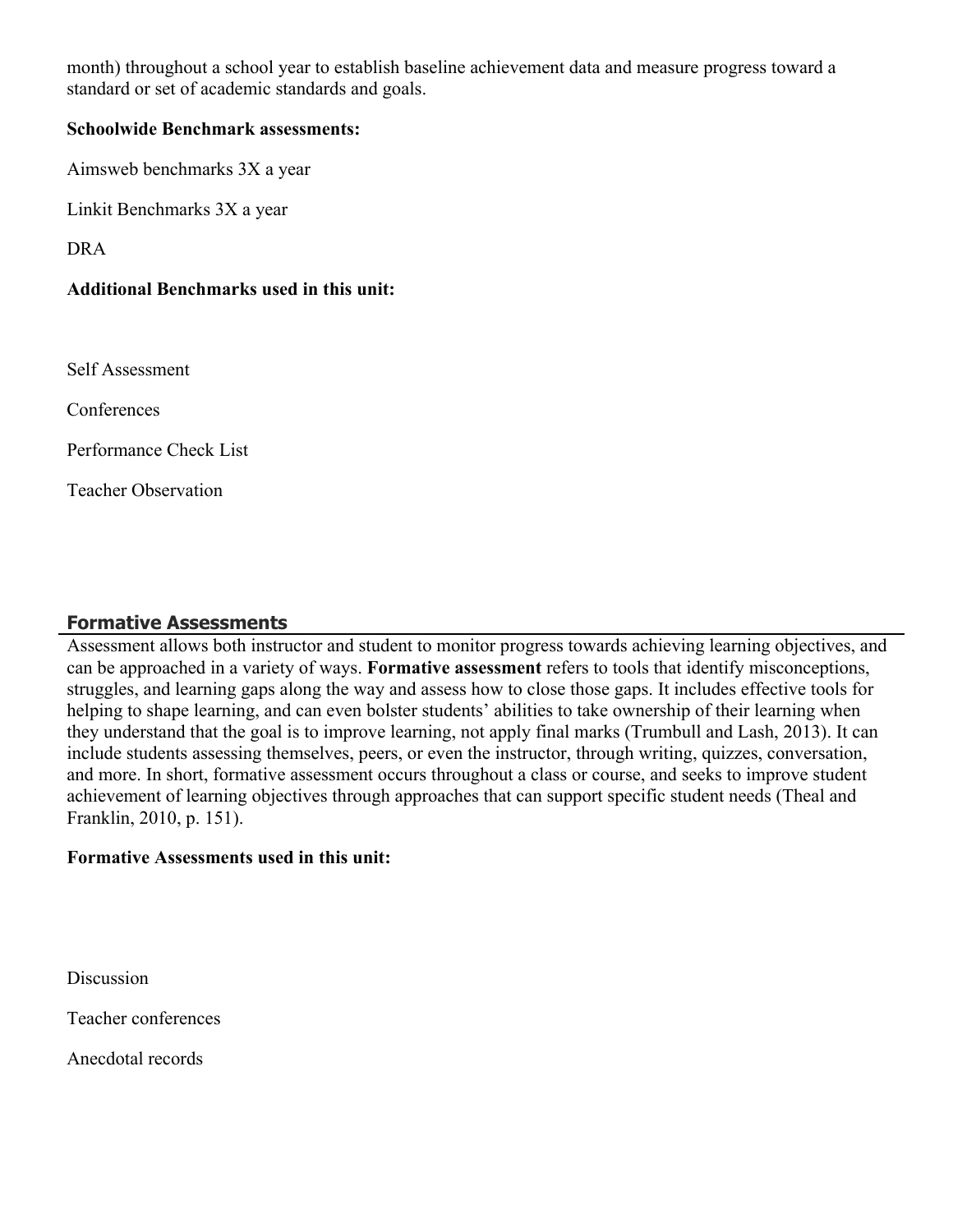month) throughout a school year to establish baseline achievement data and measure progress toward a standard or set of academic standards and goals.

**Schoolwide Benchmark assessments:**

Aimsweb benchmarks 3X a year

Linkit Benchmarks 3X a year

DRA

**Additional Benchmarks used in this unit:**

Self Assessment

Conferences

Performance Check List

Teacher Observation

## Formative Assessments

Assessment allows both instructor and student to monitor progress towards achieving learning objectives, and can be approached in a variety of ways. **Formative assessment** refers to tools that identify misconceptions, struggles, and learning gaps along the way and assess how to close those gaps. It includes effective tools for helping to shape learning, and can even bolster students' abilities to take ownership of their learning when they understand that the goal is to improve learning, not apply final marks (Trumbull and Lash, 2013). It can include students assessing themselves, peers, or even the instructor, through writing, quizzes, conversation, and more. In short, formative assessment occurs throughout a class or course, and seeks to improve student achievement of learning objectives through approaches that can support specific student needs (Theal and Franklin, 2010, p. 151).

**Formative Assessments used in this unit:**

Discussion

Teacher conferences

Anecdotal records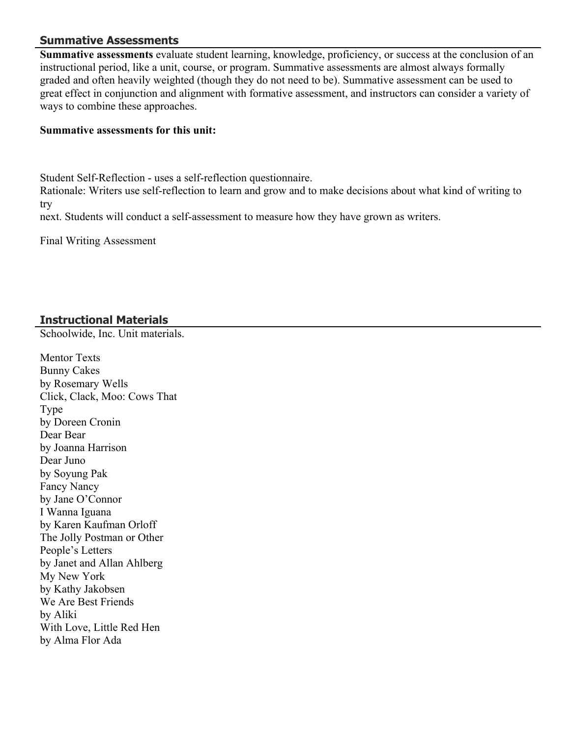## Summative Assessments

**Summative assessments** evaluate student learning, knowledge, proficiency, or success at the conclusion of an instructional period, like a unit, course, or program. Summative assessments are almost always formally graded and often heavily weighted (though they do not need to be). Summative assessment can be used to great effect in conjunction and alignment with formative assessment, and instructors can consider a variety of ways to combine these approaches.

**Summative assessments for this unit:**

Student Self-Reflection - uses a self-reflection questionnaire.
Rationale: Writers use self-reflection to learn and grow and to make decisions about what kind of writing to try
next. Students will conduct a self-assessment to measure how they have grown as writers.

Final Writing Assessment

## Instructional Materials

Schoolwide, Inc. Unit materials.

Mentor Texts
Bunny Cakes
by Rosemary Wells
Click, Clack, Moo: Cows That
Type
by Doreen Cronin
Dear Bear
by Joanna Harrison
Dear Juno
by Soyung Pak
Fancy Nancy
by Jane O'Connor
I Wanna Iguana
by Karen Kaufman Orloff
The Jolly Postman or Other
People's Letters
by Janet and Allan Ahlberg
My New York
by Kathy Jakobsen
We Are Best Friends
by Aliki
With Love, Little Red Hen
by Alma Flor Ada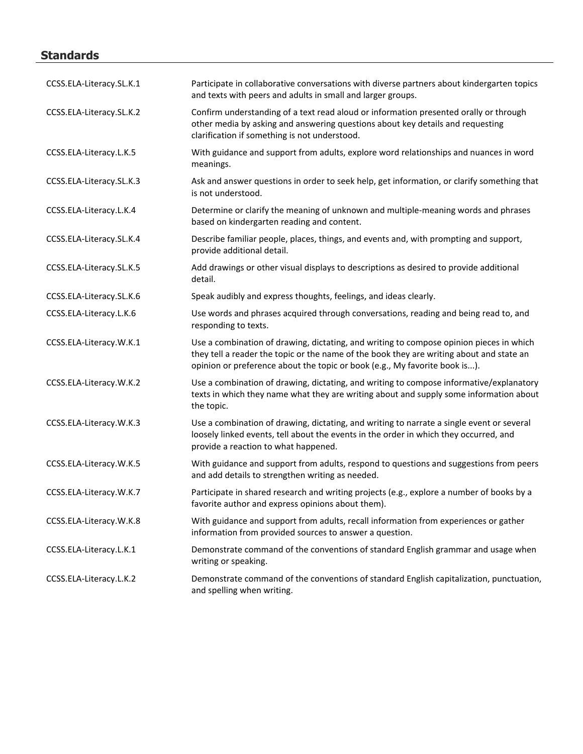## Standards

| | |
|---|---|
| CCSS.ELA-Literacy.SL.K.1 | Participate in collaborative conversations with diverse partners about kindergarten topics and texts with peers and adults in small and larger groups. |
| CCSS.ELA-Literacy.SL.K.2 | Confirm understanding of a text read aloud or information presented orally or through other media by asking and answering questions about key details and requesting clarification if something is not understood. |
| CCSS.ELA-Literacy.L.K.5 | With guidance and support from adults, explore word relationships and nuances in word meanings. |
| CCSS.ELA-Literacy.SL.K.3 | Ask and answer questions in order to seek help, get information, or clarify something that is not understood. |
| CCSS.ELA-Literacy.L.K.4 | Determine or clarify the meaning of unknown and multiple-meaning words and phrases based on kindergarten reading and content. |
| CCSS.ELA-Literacy.SL.K.4 | Describe familiar people, places, things, and events and, with prompting and support, provide additional detail. |
| CCSS.ELA-Literacy.SL.K.5 | Add drawings or other visual displays to descriptions as desired to provide additional detail. |
| CCSS.ELA-Literacy.SL.K.6 | Speak audibly and express thoughts, feelings, and ideas clearly. |
| CCSS.ELA-Literacy.L.K.6 | Use words and phrases acquired through conversations, reading and being read to, and responding to texts. |
| CCSS.ELA-Literacy.W.K.1 | Use a combination of drawing, dictating, and writing to compose opinion pieces in which they tell a reader the topic or the name of the book they are writing about and state an opinion or preference about the topic or book (e.g., My favorite book is...). |
| CCSS.ELA-Literacy.W.K.2 | Use a combination of drawing, dictating, and writing to compose informative/explanatory texts in which they name what they are writing about and supply some information about the topic. |
| CCSS.ELA-Literacy.W.K.3 | Use a combination of drawing, dictating, and writing to narrate a single event or several loosely linked events, tell about the events in the order in which they occurred, and provide a reaction to what happened. |
| CCSS.ELA-Literacy.W.K.5 | With guidance and support from adults, respond to questions and suggestions from peers and add details to strengthen writing as needed. |
| CCSS.ELA-Literacy.W.K.7 | Participate in shared research and writing projects (e.g., explore a number of books by a favorite author and express opinions about them). |
| CCSS.ELA-Literacy.W.K.8 | With guidance and support from adults, recall information from experiences or gather information from provided sources to answer a question. |
| CCSS.ELA-Literacy.L.K.1 | Demonstrate command of the conventions of standard English grammar and usage when writing or speaking. |
| CCSS.ELA-Literacy.L.K.2 | Demonstrate command of the conventions of standard English capitalization, punctuation, and spelling when writing. |